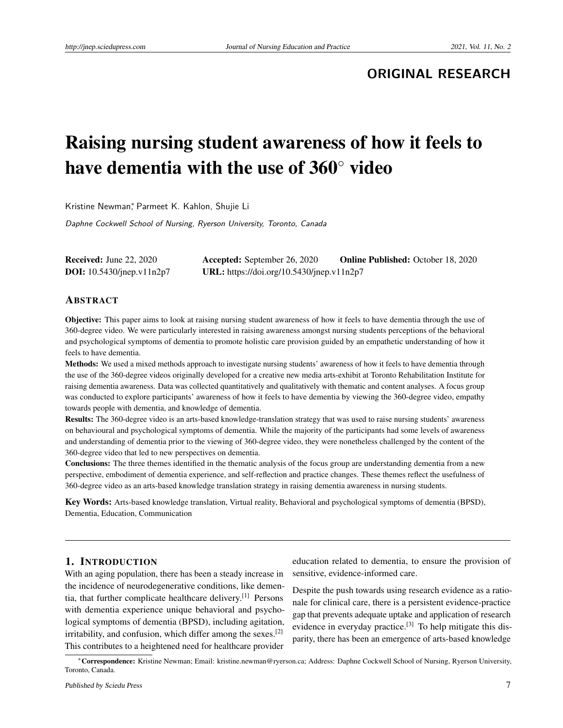ORIGINAL RESEARCH

# Raising nursing student awareness of how it feels to have dementia with the use of 360° video

Kristine Newman*, Parmeet K. Kahlon, Shujie Li

*Daphne Cockwell School of Nursing, Ryerson University, Toronto, Canada*

**Received:** June 22, 2020 **Accepted:** September 26, 2020 **Online Published:** October 18, 2020
**DOI:** 10.5430/jnep.v11n2p7 **URL:** https://doi.org/10.5430/jnep.v11n2p7

## ABSTRACT

**Objective:** This paper aims to look at raising nursing student awareness of how it feels to have dementia through the use of 360-degree video. We were particularly interested in raising awareness amongst nursing students perceptions of the behavioral and psychological symptoms of dementia to promote holistic care provision guided by an empathetic understanding of how it feels to have dementia.

**Methods:** We used a mixed methods approach to investigate nursing students' awareness of how it feels to have dementia through the use of the 360-degree videos originally developed for a creative new media arts-exhibit at Toronto Rehabilitation Institute for raising dementia awareness. Data was collected quantitatively and qualitatively with thematic and content analyses. A focus group was conducted to explore participants' awareness of how it feels to have dementia by viewing the 360-degree video, empathy towards people with dementia, and knowledge of dementia.

**Results:** The 360-degree video is an arts-based knowledge-translation strategy that was used to raise nursing students' awareness on behavioural and psychological symptoms of dementia. While the majority of the participants had some levels of awareness and understanding of dementia prior to the viewing of 360-degree video, they were nonetheless challenged by the content of the 360-degree video that led to new perspectives on dementia.

**Conclusions:** The three themes identified in the thematic analysis of the focus group are understanding dementia from a new perspective, embodiment of dementia experience, and self-reflection and practice changes. These themes reflect the usefulness of 360-degree video as an arts-based knowledge translation strategy in raising dementia awareness in nursing students.

**Key Words:** Arts-based knowledge translation, Virtual reality, Behavioral and psychological symptoms of dementia (BPSD), Dementia, Education, Communication

## 1. INTRODUCTION

With an aging population, there has been a steady increase in the incidence of neurodegenerative conditions, like dementia, that further complicate healthcare delivery.[1] Persons with dementia experience unique behavioral and psychological symptoms of dementia (BPSD), including agitation, irritability, and confusion, which differ among the sexes.[2] This contributes to a heightened need for healthcare provider education related to dementia, to ensure the provision of sensitive, evidence-informed care.

Despite the push towards using research evidence as a rationale for clinical care, there is a persistent evidence-practice gap that prevents adequate uptake and application of research evidence in everyday practice.[3] To help mitigate this disparity, there has been an emergence of arts-based knowledge

*Correspondence: Kristine Newman; Email: kristine.newman@ryerson.ca; Address: Daphne Cockwell School of Nursing, Ryerson University, Toronto, Canada.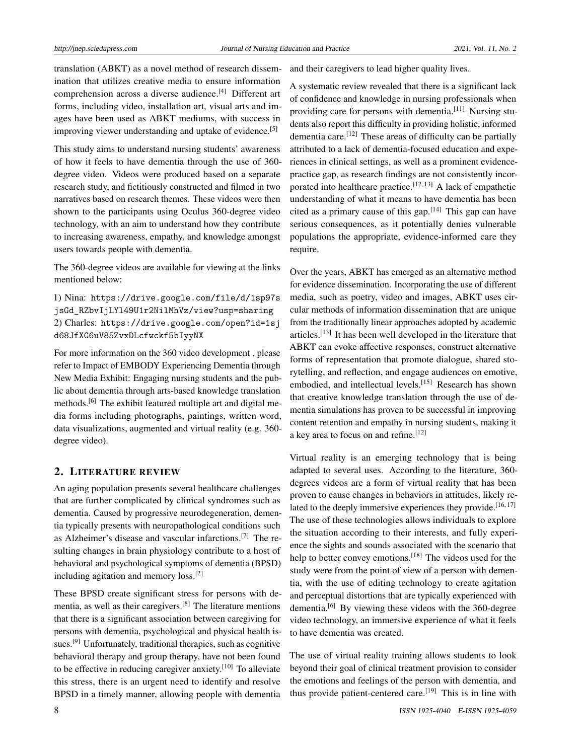translation (ABKT) as a novel method of research dissemination that utilizes creative media to ensure information comprehension across a diverse audience.[4] Different art forms, including video, installation art, visual arts and images have been used as ABKT mediums, with success in improving viewer understanding and uptake of evidence.[5]

This study aims to understand nursing students' awareness of how it feels to have dementia through the use of 360-degree video. Videos were produced based on a separate research study, and fictitiously constructed and filmed in two narratives based on research themes. These videos were then shown to the participants using Oculus 360-degree video technology, with an aim to understand how they contribute to increasing awareness, empathy, and knowledge amongst users towards people with dementia.

The 360-degree videos are available for viewing at the links mentioned below:

1) Nina: https://drive.google.com/file/d/1sp97sjsGd_RZbvIjLYl49U1r2NilMhVz/view?usp=sharing
2) Charles: https://drive.google.com/open?id=1sjd68JfXG6uV85ZvxDLcfwckf5bIyyNX

For more information on the 360 video development , please refer to Impact of EMBODY Experiencing Dementia through New Media Exhibit: Engaging nursing students and the public about dementia through arts-based knowledge translation methods.[6] The exhibit featured multiple art and digital media forms including photographs, paintings, written word, data visualizations, augmented and virtual reality (e.g. 360-degree video).

## 2. Literature review

An aging population presents several healthcare challenges that are further complicated by clinical syndromes such as dementia. Caused by progressive neurodegeneration, dementia typically presents with neuropathological conditions such as Alzheimer's disease and vascular infarctions.[7] The resulting changes in brain physiology contribute to a host of behavioral and psychological symptoms of dementia (BPSD) including agitation and memory loss.[2]

These BPSD create significant stress for persons with dementia, as well as their caregivers.[8] The literature mentions that there is a significant association between caregiving for persons with dementia, psychological and physical health issues.[9] Unfortunately, traditional therapies, such as cognitive behavioral therapy and group therapy, have not been found to be effective in reducing caregiver anxiety.[10] To alleviate this stress, there is an urgent need to identify and resolve BPSD in a timely manner, allowing people with dementia and their caregivers to lead higher quality lives.

A systematic review revealed that there is a significant lack of confidence and knowledge in nursing professionals when providing care for persons with dementia.[11] Nursing students also report this difficulty in providing holistic, informed dementia care.[12] These areas of difficulty can be partially attributed to a lack of dementia-focused education and experiences in clinical settings, as well as a prominent evidence-practice gap, as research findings are not consistently incorporated into healthcare practice.[12, 13] A lack of empathetic understanding of what it means to have dementia has been cited as a primary cause of this gap.[14] This gap can have serious consequences, as it potentially denies vulnerable populations the appropriate, evidence-informed care they require.

Over the years, ABKT has emerged as an alternative method for evidence dissemination. Incorporating the use of different media, such as poetry, video and images, ABKT uses circular methods of information dissemination that are unique from the traditionally linear approaches adopted by academic articles.[13] It has been well developed in the literature that ABKT can evoke affective responses, construct alternative forms of representation that promote dialogue, shared storytelling, and reflection, and engage audiences on emotive, embodied, and intellectual levels.[15] Research has shown that creative knowledge translation through the use of dementia simulations has proven to be successful in improving content retention and empathy in nursing students, making it a key area to focus on and refine.[12]

Virtual reality is an emerging technology that is being adapted to several uses. According to the literature, 360-degrees videos are a form of virtual reality that has been proven to cause changes in behaviors in attitudes, likely related to the deeply immersive experiences they provide.[16, 17] The use of these technologies allows individuals to explore the situation according to their interests, and fully experience the sights and sounds associated with the scenario that help to better convey emotions.[18] The videos used for the study were from the point of view of a person with dementia, with the use of editing technology to create agitation and perceptual distortions that are typically experienced with dementia.[6] By viewing these videos with the 360-degree video technology, an immersive experience of what it feels to have dementia was created.

The use of virtual reality training allows students to look beyond their goal of clinical treatment provision to consider the emotions and feelings of the person with dementia, and thus provide patient-centered care.[19] This is in line with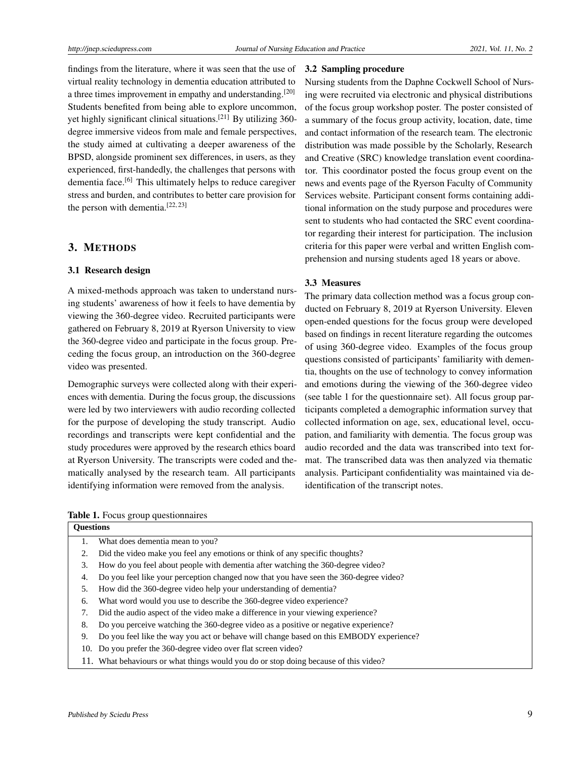findings from the literature, where it was seen that the use of virtual reality technology in dementia education attributed to a three times improvement in empathy and understanding.[20] Students benefited from being able to explore uncommon, yet highly significant clinical situations.[21] By utilizing 360-degree immersive videos from male and female perspectives, the study aimed at cultivating a deeper awareness of the BPSD, alongside prominent sex differences, in users, as they experienced, first-handedly, the challenges that persons with dementia face.[6] This ultimately helps to reduce caregiver stress and burden, and contributes to better care provision for the person with dementia.[22, 23]

## 3. METHODS

### 3.1 Research design

A mixed-methods approach was taken to understand nursing students' awareness of how it feels to have dementia by viewing the 360-degree video. Recruited participants were gathered on February 8, 2019 at Ryerson University to view the 360-degree video and participate in the focus group. Preceding the focus group, an introduction on the 360-degree video was presented.

Demographic surveys were collected along with their experiences with dementia. During the focus group, the discussions were led by two interviewers with audio recording collected for the purpose of developing the study transcript. Audio recordings and transcripts were kept confidential and the study procedures were approved by the research ethics board at Ryerson University. The transcripts were coded and thematically analysed by the research team. All participants identifying information were removed from the analysis.

### 3.2 Sampling procedure

Nursing students from the Daphne Cockwell School of Nursing were recruited via electronic and physical distributions of the focus group workshop poster. The poster consisted of a summary of the focus group activity, location, date, time and contact information of the research team. The electronic distribution was made possible by the Scholarly, Research and Creative (SRC) knowledge translation event coordinator. This coordinator posted the focus group event on the news and events page of the Ryerson Faculty of Community Services website. Participant consent forms containing additional information on the study purpose and procedures were sent to students who had contacted the SRC event coordinator regarding their interest for participation. The inclusion criteria for this paper were verbal and written English comprehension and nursing students aged 18 years or above.

### 3.3 Measures

The primary data collection method was a focus group conducted on February 8, 2019 at Ryerson University. Eleven open-ended questions for the focus group were developed based on findings in recent literature regarding the outcomes of using 360-degree video. Examples of the focus group questions consisted of participants' familiarity with dementia, thoughts on the use of technology to convey information and emotions during the viewing of the 360-degree video (see table 1 for the questionnaire set). All focus group participants completed a demographic information survey that collected information on age, sex, educational level, occupation, and familiarity with dementia. The focus group was audio recorded and the data was transcribed into text format. The transcribed data was then analyzed via thematic analysis. Participant confidentiality was maintained via de-identification of the transcript notes.

**Table 1.** Focus group questionnaires

| Questions | |
|---|---|
| 1. | What does dementia mean to you? |
| 2. | Did the video make you feel any emotions or think of any specific thoughts? |
| 3. | How do you feel about people with dementia after watching the 360-degree video? |
| 4. | Do you feel like your perception changed now that you have seen the 360-degree video? |
| 5. | How did the 360-degree video help your understanding of dementia? |
| 6. | What word would you use to describe the 360-degree video experience? |
| 7. | Did the audio aspect of the video make a difference in your viewing experience? |
| 8. | Do you perceive watching the 360-degree video as a positive or negative experience? |
| 9. | Do you feel like the way you act or behave will change based on this EMBODY experience? |
| 10. | Do you prefer the 360-degree video over flat screen video? |
| 11. | What behaviours or what things would you do or stop doing because of this video? |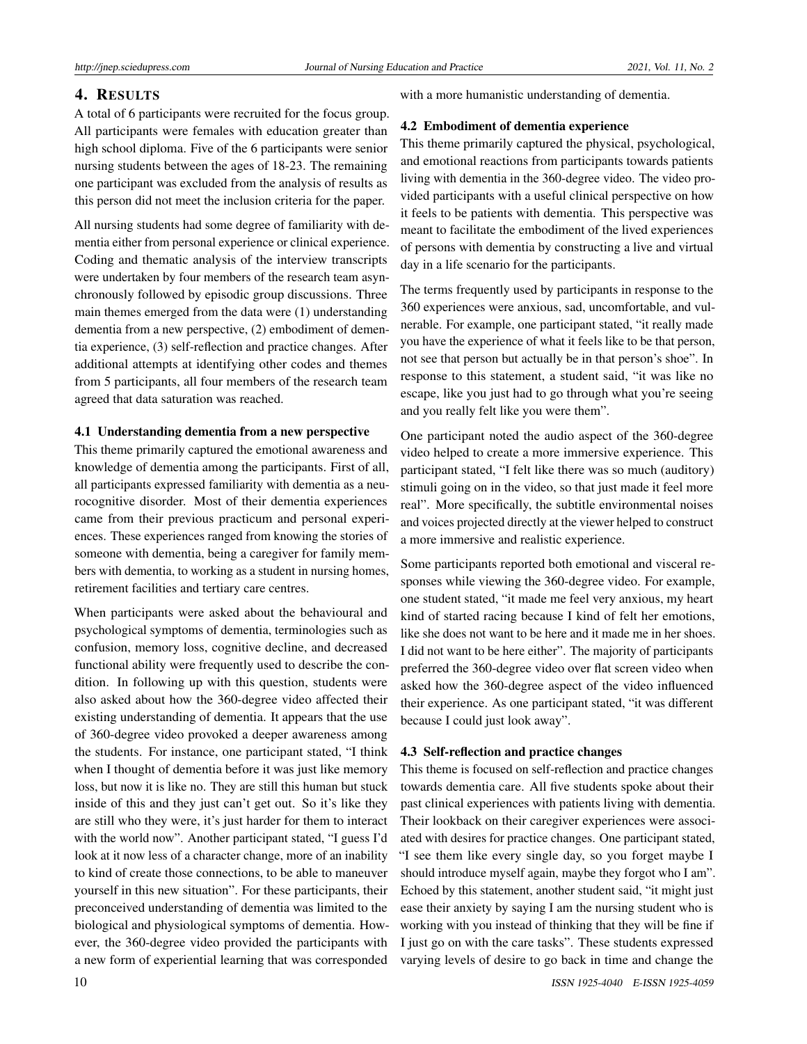## 4. RESULTS

A total of 6 participants were recruited for the focus group. All participants were females with education greater than high school diploma. Five of the 6 participants were senior nursing students between the ages of 18-23. The remaining one participant was excluded from the analysis of results as this person did not meet the inclusion criteria for the paper.

All nursing students had some degree of familiarity with dementia either from personal experience or clinical experience. Coding and thematic analysis of the interview transcripts were undertaken by four members of the research team asynchronously followed by episodic group discussions. Three main themes emerged from the data were (1) understanding dementia from a new perspective, (2) embodiment of dementia experience, (3) self-reflection and practice changes. After additional attempts at identifying other codes and themes from 5 participants, all four members of the research team agreed that data saturation was reached.

### 4.1 Understanding dementia from a new perspective

This theme primarily captured the emotional awareness and knowledge of dementia among the participants. First of all, all participants expressed familiarity with dementia as a neurocognitive disorder. Most of their dementia experiences came from their previous practicum and personal experiences. These experiences ranged from knowing the stories of someone with dementia, being a caregiver for family members with dementia, to working as a student in nursing homes, retirement facilities and tertiary care centres.

When participants were asked about the behavioural and psychological symptoms of dementia, terminologies such as confusion, memory loss, cognitive decline, and decreased functional ability were frequently used to describe the condition. In following up with this question, students were also asked about how the 360-degree video affected their existing understanding of dementia. It appears that the use of 360-degree video provoked a deeper awareness among the students. For instance, one participant stated, "I think when I thought of dementia before it was just like memory loss, but now it is like no. They are still this human but stuck inside of this and they just can't get out. So it's like they are still who they were, it's just harder for them to interact with the world now". Another participant stated, "I guess I'd look at it now less of a character change, more of an inability to kind of create those connections, to be able to maneuver yourself in this new situation". For these participants, their preconceived understanding of dementia was limited to the biological and physiological symptoms of dementia. However, the 360-degree video provided the participants with a new form of experiential learning that was corresponded with a more humanistic understanding of dementia.

### 4.2 Embodiment of dementia experience

This theme primarily captured the physical, psychological, and emotional reactions from participants towards patients living with dementia in the 360-degree video. The video provided participants with a useful clinical perspective on how it feels to be patients with dementia. This perspective was meant to facilitate the embodiment of the lived experiences of persons with dementia by constructing a live and virtual day in a life scenario for the participants.

The terms frequently used by participants in response to the 360 experiences were anxious, sad, uncomfortable, and vulnerable. For example, one participant stated, "it really made you have the experience of what it feels like to be that person, not see that person but actually be in that person's shoe". In response to this statement, a student said, "it was like no escape, like you just had to go through what you're seeing and you really felt like you were them".

One participant noted the audio aspect of the 360-degree video helped to create a more immersive experience. This participant stated, "I felt like there was so much (auditory) stimuli going on in the video, so that just made it feel more real". More specifically, the subtitle environmental noises and voices projected directly at the viewer helped to construct a more immersive and realistic experience.

Some participants reported both emotional and visceral responses while viewing the 360-degree video. For example, one student stated, "it made me feel very anxious, my heart kind of started racing because I kind of felt her emotions, like she does not want to be here and it made me in her shoes. I did not want to be here either". The majority of participants preferred the 360-degree video over flat screen video when asked how the 360-degree aspect of the video influenced their experience. As one participant stated, "it was different because I could just look away".

### 4.3 Self-reflection and practice changes

This theme is focused on self-reflection and practice changes towards dementia care. All five students spoke about their past clinical experiences with patients living with dementia. Their lookback on their caregiver experiences were associated with desires for practice changes. One participant stated, "I see them like every single day, so you forget maybe I should introduce myself again, maybe they forgot who I am". Echoed by this statement, another student said, "it might just ease their anxiety by saying I am the nursing student who is working with you instead of thinking that they will be fine if I just go on with the care tasks". These students expressed varying levels of desire to go back in time and change the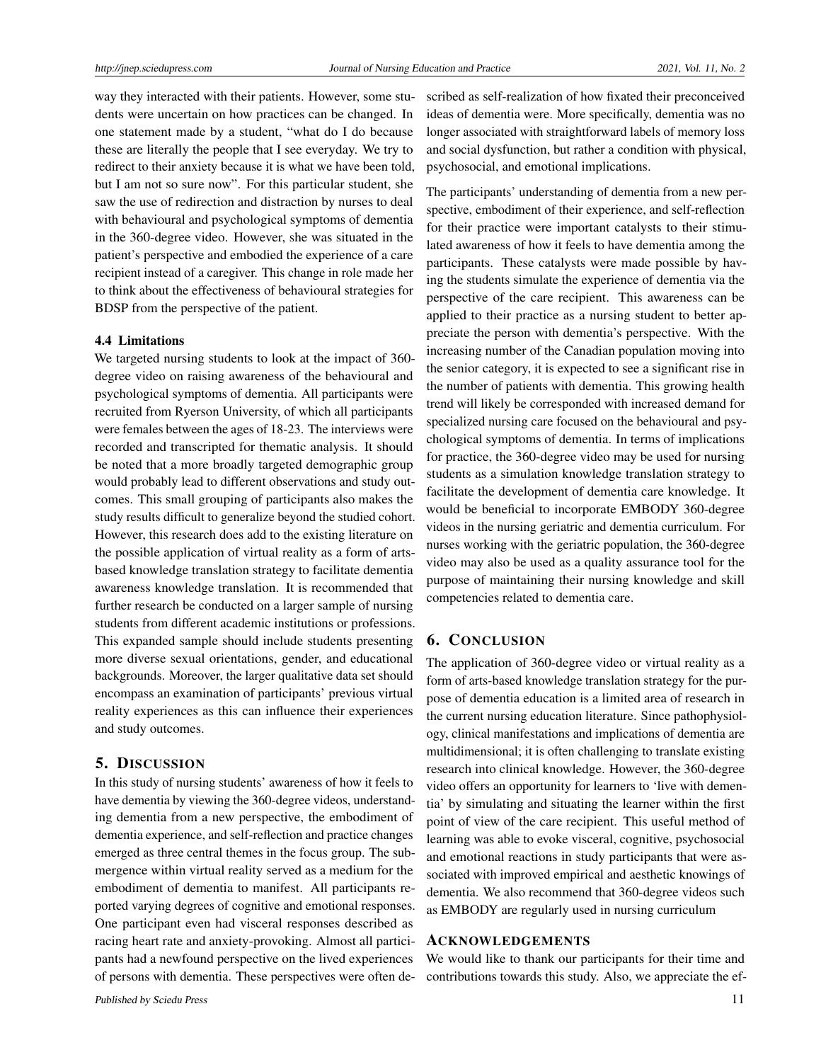way they interacted with their patients. However, some students were uncertain on how practices can be changed. In one statement made by a student, "what do I do because these are literally the people that I see everyday. We try to redirect to their anxiety because it is what we have been told, but I am not so sure now". For this particular student, she saw the use of redirection and distraction by nurses to deal with behavioural and psychological symptoms of dementia in the 360-degree video. However, she was situated in the patient's perspective and embodied the experience of a care recipient instead of a caregiver. This change in role made her to think about the effectiveness of behavioural strategies for BDSP from the perspective of the patient.

### 4.4 Limitations

We targeted nursing students to look at the impact of 360-degree video on raising awareness of the behavioural and psychological symptoms of dementia. All participants were recruited from Ryerson University, of which all participants were females between the ages of 18-23. The interviews were recorded and transcripted for thematic analysis. It should be noted that a more broadly targeted demographic group would probably lead to different observations and study outcomes. This small grouping of participants also makes the study results difficult to generalize beyond the studied cohort. However, this research does add to the existing literature on the possible application of virtual reality as a form of arts-based knowledge translation strategy to facilitate dementia awareness knowledge translation. It is recommended that further research be conducted on a larger sample of nursing students from different academic institutions or professions. This expanded sample should include students presenting more diverse sexual orientations, gender, and educational backgrounds. Moreover, the larger qualitative data set should encompass an examination of participants' previous virtual reality experiences as this can influence their experiences and study outcomes.

## 5. Discussion

In this study of nursing students' awareness of how it feels to have dementia by viewing the 360-degree videos, understanding dementia from a new perspective, the embodiment of dementia experience, and self-reflection and practice changes emerged as three central themes in the focus group. The submergence within virtual reality served as a medium for the embodiment of dementia to manifest. All participants reported varying degrees of cognitive and emotional responses. One participant even had visceral responses described as racing heart rate and anxiety-provoking. Almost all participants had a newfound perspective on the lived experiences of persons with dementia. These perspectives were often described as self-realization of how fixated their preconceived ideas of dementia were. More specifically, dementia was no longer associated with straightforward labels of memory loss and social dysfunction, but rather a condition with physical, psychosocial, and emotional implications.

The participants' understanding of dementia from a new perspective, embodiment of their experience, and self-reflection for their practice were important catalysts to their stimulated awareness of how it feels to have dementia among the participants. These catalysts were made possible by having the students simulate the experience of dementia via the perspective of the care recipient. This awareness can be applied to their practice as a nursing student to better appreciate the person with dementia's perspective. With the increasing number of the Canadian population moving into the senior category, it is expected to see a significant rise in the number of patients with dementia. This growing health trend will likely be corresponded with increased demand for specialized nursing care focused on the behavioural and psychological symptoms of dementia. In terms of implications for practice, the 360-degree video may be used for nursing students as a simulation knowledge translation strategy to facilitate the development of dementia care knowledge. It would be beneficial to incorporate EMBODY 360-degree videos in the nursing geriatric and dementia curriculum. For nurses working with the geriatric population, the 360-degree video may also be used as a quality assurance tool for the purpose of maintaining their nursing knowledge and skill competencies related to dementia care.

## 6. Conclusion

The application of 360-degree video or virtual reality as a form of arts-based knowledge translation strategy for the purpose of dementia education is a limited area of research in the current nursing education literature. Since pathophysiology, clinical manifestations and implications of dementia are multidimensional; it is often challenging to translate existing research into clinical knowledge. However, the 360-degree video offers an opportunity for learners to 'live with dementia' by simulating and situating the learner within the first point of view of the care recipient. This useful method of learning was able to evoke visceral, cognitive, psychosocial and emotional reactions in study participants that were associated with improved empirical and aesthetic knowings of dementia. We also recommend that 360-degree videos such as EMBODY are regularly used in nursing curriculum

## Acknowledgements

We would like to thank our participants for their time and contributions towards this study. Also, we appreciate the ef-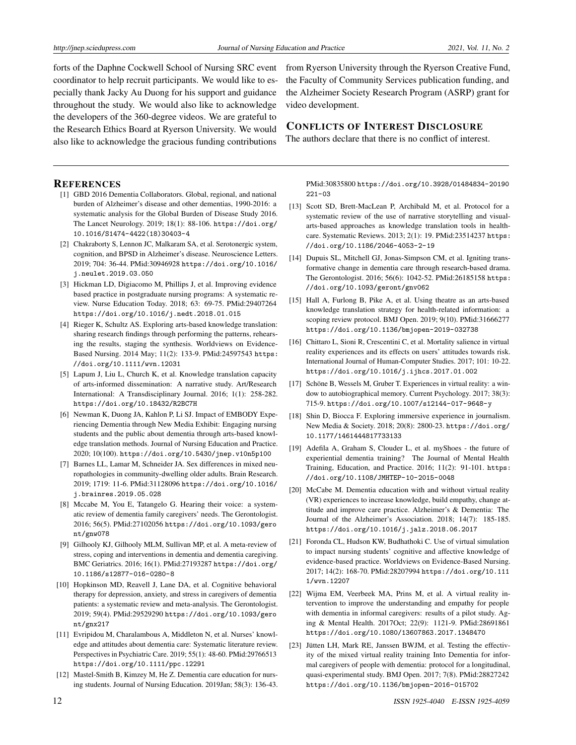forts of the Daphne Cockwell School of Nursing SRC event coordinator to help recruit participants. We would like to especially thank Jacky Au Duong for his support and guidance throughout the study. We would also like to acknowledge the developers of the 360-degree videos. We are grateful to the Research Ethics Board at Ryerson University. We would also like to acknowledge the gracious funding contributions from Ryerson University through the Ryerson Creative Fund, the Faculty of Community Services publication funding, and the Alzheimer Society Research Program (ASRP) grant for video development.

## CONFLICTS OF INTEREST DISCLOSURE

The authors declare that there is no conflict of interest.

## REFERENCES

[1] GBD 2016 Dementia Collaborators. Global, regional, and national burden of Alzheimer's disease and other dementias, 1990-2016: a systematic analysis for the Global Burden of Disease Study 2016. The Lancet Neurology. 2019; 18(1): 88-106. https://doi.org/10.1016/S1474-4422(18)30403-4

[2] Chakraborty S, Lennon JC, Malkaram SA, et al. Serotonergic system, cognition, and BPSD in Alzheimer's disease. Neuroscience Letters. 2019; 704: 36-44. PMid:30946928 https://doi.org/10.1016/j.neulet.2019.03.050

[3] Hickman LD, Digiacomo M, Phillips J, et al. Improving evidence based practice in postgraduate nursing programs: A systematic review. Nurse Education Today. 2018; 63: 69-75. PMid:29407264 https://doi.org/10.1016/j.nedt.2018.01.015

[4] Rieger K, Schultz AS. Exploring arts-based knowledge translation: sharing research findings through performing the patterns, rehearsing the results, staging the synthesis. Worldviews on Evidence-Based Nursing. 2014 May; 11(2): 133-9. PMid:24597543 https://doi.org/10.1111/wvn.12031

[5] Lapum J, Liu L, Church K, et al. Knowledge translation capacity of arts-informed dissemination: A narrative study. Art/Research International: A Transdisciplinary Journal. 2016; 1(1): 258-282. https://doi.org/10.18432/R2BC7H

[6] Newman K, Duong JA, Kahlon P, Li SJ. Impact of EMBODY Experiencing Dementia through New Media Exhibit: Engaging nursing students and the public about dementia through arts-based knowledge translation methods. Journal of Nursing Education and Practice. 2020; 10(100). https://doi.org/10.5430/jnep.v10n5p100

[7] Barnes LL, Lamar M, Schneider JA. Sex differences in mixed neuropathologies in community-dwelling older adults. Brain Research. 2019; 1719: 11-6. PMid:31128096 https://doi.org/10.1016/j.brainres.2019.05.028

[8] Mccabe M, You E, Tatangelo G. Hearing their voice: a systematic review of dementia family caregivers' needs. The Gerontologist. 2016; 56(5). PMid:27102056 https://doi.org/10.1093/geront/gnw078

[9] Gilhooly KJ, Gilhooly MLM, Sullivan MP, et al. A meta-review of stress, coping and interventions in dementia and dementia caregiving. BMC Geriatrics. 2016; 16(1). PMid:27193287 https://doi.org/10.1186/s12877-016-0280-8

[10] Hopkinson MD, Reavell J, Lane DA, et al. Cognitive behavioral therapy for depression, anxiety, and stress in caregivers of dementia patients: a systematic review and meta-analysis. The Gerontologist. 2019; 59(4). PMid:29529290 https://doi.org/10.1093/geront/gnx217

[11] Evripidou M, Charalambous A, Middleton N, et al. Nurses' knowledge and attitudes about dementia care: Systematic literature review. Perspectives in Psychiatric Care. 2019; 55(1): 48-60. PMid:29766513 https://doi.org/10.1111/ppc.12291

[12] Mastel-Smith B, Kimzey M, He Z. Dementia care education for nursing students. Journal of Nursing Education. 2019Jan; 58(3): 136-43. PMid:30835800 https://doi.org/10.3928/01484834-20190221-03

[13] Scott SD, Brett-MacLean P, Archibald M, et al. Protocol for a systematic review of the use of narrative storytelling and visual-arts-based approaches as knowledge translation tools in healthcare. Systematic Reviews. 2013; 2(1): 19. PMid:23514237 https://doi.org/10.1186/2046-4053-2-19

[14] Dupuis SL, Mitchell GJ, Jonas-Simpson CM, et al. Igniting transformative change in dementia care through research-based drama. The Gerontologist. 2016; 56(6): 1042-52. PMid:26185158 https://doi.org/10.1093/geront/gnv062

[15] Hall A, Furlong B, Pike A, et al. Using theatre as an arts-based knowledge translation strategy for health-related information: a scoping review protocol. BMJ Open. 2019; 9(10). PMid:31666277 https://doi.org/10.1136/bmjopen-2019-032738

[16] Chittaro L, Sioni R, Crescentini C, et al. Mortality salience in virtual reality experiences and its effects on users' attitudes towards risk. International Journal of Human-Computer Studies. 2017; 101: 10-22. https://doi.org/10.1016/j.ijhcs.2017.01.002

[17] Schöne B, Wessels M, Gruber T. Experiences in virtual reality: a window to autobiographical memory. Current Psychology. 2017; 38(3): 715-9. https://doi.org/10.1007/s12144-017-9648-y

[18] Shin D, Biocca F. Exploring immersive experience in journalism. New Media & Society. 2018; 20(8): 2800-23. https://doi.org/10.1177/1461444817733133

[19] Adefila A, Graham S, Clouder L, et al. myShoes - the future of experiential dementia training? The Journal of Mental Health Training, Education, and Practice. 2016; 11(2): 91-101. https://doi.org/10.1108/JMHTEP-10-2015-0048

[20] McCabe M. Dementia education with and without virtual reality (VR) experiences to increase knowledge, build empathy, change attitude and improve care practice. Alzheimer's & Dementia: The Journal of the Alzheimer's Association. 2018; 14(7): 185-185. https://doi.org/10.1016/j.jalz.2018.06.2017

[21] Foronda CL, Hudson KW, Budhathoki C. Use of virtual simulation to impact nursing students' cognitive and affective knowledge of evidence-based practice. Worldviews on Evidence-Based Nursing. 2017; 14(2): 168-70. PMid:28207994 https://doi.org/10.1111/wvn.12207

[22] Wijma EM, Veerbeek MA, Prins M, et al. A virtual reality intervention to improve the understanding and empathy for people with dementia in informal caregivers: results of a pilot study. Aging & Mental Health. 2017Oct; 22(9): 1121-9. PMid:28691861 https://doi.org/10.1080/13607863.2017.1348470

[23] Jütten LH, Mark RE, Janssen BWJM, et al. Testing the effectivity of the mixed virtual reality training Into Dementia for informal caregivers of people with dementia: protocol for a longitudinal, quasi-experimental study. BMJ Open. 2017; 7(8). PMid:28827242 https://doi.org/10.1136/bmjopen-2016-015702